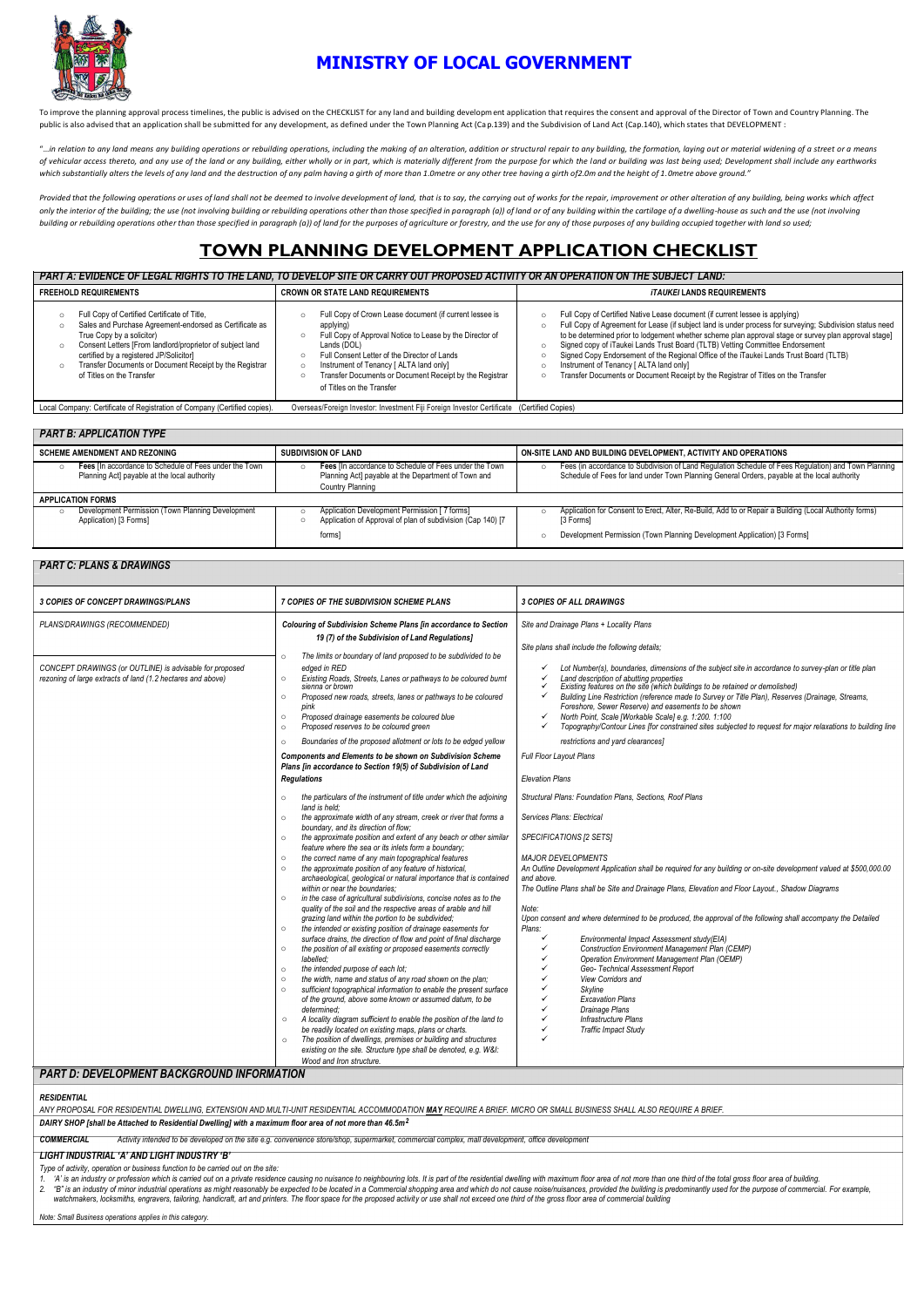# MINISTRY OF LOCAL GOVERNMENT

To improve the planning approval process timelines, the public is advised on the CHECKLIST for any land and building development application that requires the consent and approval of the Director of Town and Country Planning. The public is also advised that an application shall be submitted for any development, as defined under the Town Planning Act (Cap.139) and the Subdivision of Land Act (Cap.140), which states that DEVELOPMENT :

*"...in relation to any land means any building operations or rebuilding operations, including the making of an alteration, addition or structural repair to any building, the formation, laying out or material widening of a street or a means of vehicular access thereto, and any use of the land or any building, either wholly or in part, which is materially different from the purpose for which the land or building was last being used; Development shall include any earthworks which substantially alters the levels of any land and the destruction of any palm having a girth of more than 1.0metre or any other tree having a girth of2.0m and the height of 1.0metre above ground."*

*Provided that the following operations or uses of land shall not be deemed to involve development of land, that is to say, the carrying out of works for the repair, improvement or other alteration of any building, being works which affect only the interior of the building; the use (not involving building or rebuilding operations other than those specified in paragraph (a)) of land or of any building within the cartilage of a dwelling-house as such and the use (not involving building or rebuilding operations other than those specified in paragraph (a)) of land for the purposes of agriculture or forestry, and the use for any of those purposes of any building occupied together with land so used;*

# TOWN PLANNING DEVELOPMENT APPLICATION CHECKLIST

## PART A: EVIDENCE OF LEGAL RIGHTS TO THE LAND, TO DEVELOP SITE OR CARRY OUT PROPOSED ACTIVITY OR AN OPERATION ON THE SUBJECT LAND:

| FREEHOLD REQUIREMENTS | CROWN OR STATE LAND REQUIREMENTS | *iTAUKEI* LANDS REQUIREMENTS |
|---|---|---|
| ○ Full Copy of Certified Certificate of Title,<br>○ Sales and Purchase Agreement-endorsed as Certificate as True Copy by a solicitor)<br>○ Consent Letters [From landlord/proprietor of subject land certified by a registered JP/Solicitor]<br>○ Transfer Documents or Document Receipt by the Registrar of Titles on the Transfer | ○ Full Copy of Crown Lease document (if current lessee is applying)<br>○ Full Copy of Approval Notice to Lease by the Director of Lands (DOL)<br>○ Full Consent Letter of the Director of Lands<br>○ Instrument of Tenancy [ ALTA land only]<br>○ Transfer Documents or Document Receipt by the Registrar of Titles on the Transfer | ○ Full Copy of Certified Native Lease document (if current lessee is applying)<br>○ Full Copy of Agreement for Lease (if subject land is under process for surveying; Subdivision status need to be determined prior to lodgement whether scheme plan approval stage or survey plan approval stage]<br>○ Signed copy of iTaukei Lands Trust Board (TLTB) Vetting Committee Endorsement<br>○ Signed Copy Endorsement of the Regional Office of the iTaukei Lands Trust Board (TLTB)<br>○ Instrument of Tenancy [ ALTA land only]<br>○ Transfer Documents or Document Receipt by the Registrar of Titles on the Transfer |
| Local Company: Certificate of Registration of Company (Certified copies). | Overseas/Foreign Investor: Investment Fiji Foreign Investor Certificate (Certified Copies) | |

## PART B: APPLICATION TYPE

| SCHEME AMENDMENT AND REZONING | SUBDIVISION OF LAND | ON-SITE LAND AND BUILDING DEVELOPMENT, ACTIVITY AND OPERATIONS |
|---|---|---|
| ○ **Fees** [In accordance to Schedule of Fees under the Town Planning Act] payable at the local authority | ○ **Fees** [In accordance to Schedule of Fees under the Town Planning Act] payable at the Department of Town and Country Planning | ○ Fees (in accordance to Subdivision of Land Regulation Schedule of Fees Regulation) and Town Planning Schedule of Fees for land under Town Planning General Orders, payable at the local authority |
| **APPLICATION FORMS** | | |
| ○ Development Permission (Town Planning Development Application) [3 Forms] | ○ Application Development Permission [ 7 forms]<br>○ Application of Approval of plan of subdivision (Cap 140) [7 forms] | ○ Application for Consent to Erect, Alter, Re-Build, Add to or Repair a Building (Local Authority forms) [3 Forms]<br>○ Development Permission (Town Planning Development Application) [3 Forms] |

## PART C: PLANS & DRAWINGS

| *3 COPIES OF CONCEPT DRAWINGS/PLANS* | *7 COPIES OF THE SUBDIVISION SCHEME PLANS* | *3 COPIES OF ALL DRAWINGS* |
|---|---|---|
| *PLANS/DRAWINGS (RECOMMENDED)*<br><br>*CONCEPT DRAWINGS (or OUTLINE) is advisable for proposed rezoning of large extracts of land (1.2 hectares and above)* | ***Colouring of Subdivision Scheme Plans [in accordance to Section 19 (7) of the Subdivision of Land Regulations]***<br>○ *The limits or boundary of land proposed to be subdivided to be edged in RED*<br>○ *Existing Roads, Streets, Lanes or pathways to be coloured burnt sienna or brown*<br>○ *Proposed new roads, streets, lanes or pathways to be coloured pink*<br>○ *Proposed drainage easements be coloured blue*<br>○ *Proposed reserves to be coloured green*<br>○ *Boundaries of the proposed allotment or lots to be edged yellow*<br><br>***Components and Elements to be shown on Subdivision Scheme Plans [in accordance to Section 19(5) of Subdivision of Land Regulations***<br>○ *the particulars of the instrument of title under which the adjoining land is held;*<br>○ *the approximate width of any stream, creek or river that forms a boundary, and its direction of flow;*<br>○ *the approximate position and extent of any beach or other similar feature where the sea or its inlets form a boundary;*<br>○ *the correct name of any main topographical features*<br>○ *the approximate position of any feature of historical, archaeological, geological or natural importance that is contained within or near the boundaries;*<br>○ *in the case of agricultural subdivisions, concise notes as to the quality of the soil and the respective areas of arable and hill grazing land within the portion to be subdivided;*<br>○ *the intended or existing position of drainage easements for surface drains, the direction of flow and point of final discharge*<br>○ *the position of all existing or proposed easements correctly labelled;*<br>○ *the intended purpose of each lot;*<br>○ *the width, name and status of any road shown on the plan;*<br>○ *sufficient topographical information to enable the present surface of the ground, above some known or assumed datum, to be determined;*<br>○ *A locality diagram sufficient to enable the position of the land to be readily located on existing maps, plans or charts.*<br>○ *The position of dwellings, premises or building and structures existing on the site. Structure type shall be denoted, e.g. W&I: Wood and Iron structure.* | *Site and Drainage Plans + Locality Plans*<br><br>*Site plans shall include the following details;*<br>✓ *Lot Number(s), boundaries, dimensions of the subject site in accordance to survey-plan or title plan*<br>✓ *Land description of abutting properties*<br>✓ *Existing features on the site (which buildings to be retained or demolished)*<br>✓ *Building Line Restriction (reference made to Survey or Title Plan), Reserves (Drainage, Streams, Foreshore, Sewer Reserve) and easements to be shown*<br>✓ *North Point, Scale [Workable Scale] e.g. 1:200. 1:100*<br>✓ *Topography/Contour Lines [for constrained sites subjected to request for major relaxations to building line restrictions and yard clearances]*<br><br>*Full Floor Layout Plans*<br><br>*Elevation Plans*<br><br>*Structural Plans: Foundation Plans, Sections, Roof Plans*<br><br>*Services Plans: Electrical*<br><br>*SPECIFICATIONS [2 SETS]*<br><br>*MAJOR DEVELOPMENTS*<br>*An Outline Development Application shall be required for any building or on-site development valued at $500,000.00 and above.*<br>*The Outline Plans shall be Site and Drainage Plans, Elevation and Floor Layout., Shadow Diagrams*<br><br>*Note:*<br>*Upon consent and where determined to be produced, the approval of the following shall accompany the Detailed Plans:*<br>✓ *Environmental Impact Assessment study(EIA)*<br>✓ *Construction Environment Management Plan (CEMP)*<br>✓ *Operation Environment Management Plan (OEMP)*<br>✓ *Geo- Technical Assessment Report*<br>✓ *View Corridors and*<br>✓ *Skyline*<br>✓ *Excavation Plans*<br>✓ *Drainage Plans*<br>✓ *Infrastructure Plans*<br>✓ *Traffic Impact Study*<br>✓ |

## PART D: DEVELOPMENT BACKGROUND INFORMATION

***RESIDENTIAL***

*ANY PROPOSAL FOR RESIDENTIAL DWELLING, EXTENSION AND MULTI-UNIT RESIDENTIAL ACCOMMODATION* ***MAY*** *REQUIRE A BRIEF. MICRO OR SMALL BUSINESS SHALL ALSO REQUIRE A BRIEF.*

***DAIRY SHOP [shall be Attached to Residential Dwelling] with a maximum floor area of not more than 46.5m²***

***COMMERCIAL*** *Activity intended to be developed on the site e.g. convenience store/shop, supermarket, commercial complex, mall development, office development*

***LIGHT INDUSTRIAL 'A' AND LIGHT INDUSTRY 'B'***

*Type of activity, operation or business function to be carried out on the site:*

1. *'A' is an industry or profession which is carried out on a private residence causing no nuisance to neighbouring lots. It is part of the residential dwelling with maximum floor area of not more than one third of the total gross floor area of the building.*
2. *"B" is an industry of minor industrial operations as might reasonably be expected to be located in a Commercial shopping area and which do not cause noise/nuisances, provided the building is predominantly used for the purpose of commercial. For example, watchmakers, locksmiths, engravers, tailoring, handicraft, art and printers. The floor space for the proposed activity or use shall not exceed one third of the gross floor area of commercial building*

*Note: Small Business operations applies in this category.*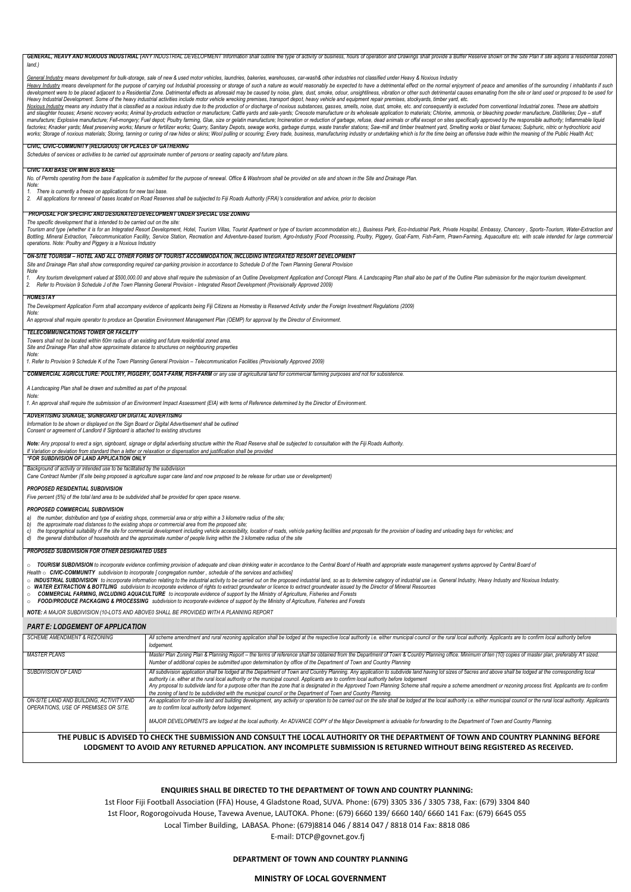***GENERAL, HEAVY AND NOXIOUS INDUSTRIAL*** *(ANY INDUSTRIAL DEVELOPMENT Information shall outline the type of activity or business, hours of operation and Drawings shall provide a Buffer Reserve shown on the Site Plan if site adjoins a residential zoned land.)*

*General Industry means development for bulk-storage, sale of new & used motor vehicles, laundries, bakeries, warehouses, car-wash& other industries not classified under Heavy & Noxious Industry*

*Heavy Industry means development for the purpose of carrying out Industrial processing or storage of such a nature as would reasonably be expected to have a detrimental effect on the normal enjoyment of peace and amenities of the surrounding l inhabitants if such development were to be placed adjacent to a Residential Zone. Detrimental effects as aforesaid may be caused by noise, glare, dust, smoke, odour, unsightliness, vibration or other such detrimental causes emanating from the site or land used or proposed to be used for Heavy Industrial Development. Some of the heavy industrial activities include motor vehicle wrecking premises, transport depot, heavy vehicle and equipment repair premises, stockyards, timber yard, etc.*

*Noxious Industry means any industry that is classified as a noxious industry due to the production of or discharge of noxious substances, gasses, smells, noise, dust, smoke, etc. and consequently is excluded from conventional Industrial zones. These are abattoirs and slaughter houses; Arsenic recovery works; Animal by-products extraction or manufacture; Cattle yards and sale-yards; Creosote manufacture or its wholesale application to materials; Chlorine, ammonia, or bleaching powder manufacture, Distilleries; Dye – stuff manufacture; Explosive manufacture; Fell-mongery; Fuel depot; Poultry farming, Glue, size or gelatin manufacture; Incineration or reduction of garbage, refuse, dead animals or offal except on sites specifically approved by the responsible authority; Inflammable liquid factories; Knacker yards; Meat preserving works; Manure or fertilizer works; Quarry, Sanitary Depots, sewage works, garbage dumps, waste transfer stations; Saw-mill and timber treatment yard, Smelting works or blast furnaces; Sulphuric, nitric or hydrochloric acid works; Storage of noxious materials; Storing, tanning or curing of raw hides or skins; Wool pulling or scouring; Every trade, business, manufacturing industry or undertaking which is for the time being an offensive trade within the meaning of the Public Health Act;*

***CIVIC, CIVIC-COMMUNITY (RELIGIOUS) OR PLACES OF GATHERING***

*Schedules of services or activities to be carried out approximate number of persons or seating capacity and future plans.*

***CIVIC TAXI BASE OR MINI BUS BASE***

*No. of Permits operating from the base if application is submitted for the purpose of renewal. Office & Washroom shall be provided on site and shown in the Site and Drainage Plan.*

*Note:*

1. *There is currently a freeze on applications for new taxi base.*
2. *All applications for renewal of bases located on Road Reserves shall be subjected to Fiji Roads Authority (FRA)'s consideration and advice, prior to decision*

***PROPOSAL FOR SPECIFIC AND DESIGNATED DEVELOPMENT UNDER SPECIAL USE ZONING***

*The specific development that is intended to be carried out on the site:*

*Tourism and type (whether it is for an Integrated Resort Development, Hotel, Tourism Villas, Tourist Apartment or type of tourism accommodation etc.), Business Park, Eco-Industrial Park, Private Hospital, Embassy, Chancery , Sports-Tourism, Water-Extraction and Bottling, Mineral Extraction, Telecommunication Facility, Service Station, Recreation and Adventure-based tourism, Agro-Industry [Food Processing, Poultry, Piggery, Goat-Farm, Fish-Farm, Prawn-Farming, Aquaculture etc. with scale intended for large commercial operations. Note: Poultry and Piggery is a Noxious Industry*

***ON-SITE TOURISM – HOTEL AND ALL OTHER FORMS OF TOURIST ACCOMMODATION, INCLUDING INTEGRATED RESORT DEVELOPMENT***

*Site and Drainage Plan shall show corresponding required car-parking provision in accordance to Schedule D of the Town Planning General Provision*

*Note*

1. *Any tourism development valued at $500,000.00 and above shall require the submission of an Outline Development Application and Concept Plans. A Landscaping Plan shall also be part of the Outline Plan submission for the major tourism development.*
2. *Refer to Provision 9 Schedule J of the Town Planning General Provision - Integrated Resort Development (Provisionally Approved 2009)*

***HOMESTAY***

*The Development Application Form shall accompany evidence of applicants being Fiji Citizens as Homestay is Reserved Activity under the Foreign Investment Regulations (2009)*

*Note:*

*An approval shall require operator to produce an Operation Environment Management Plan (OEMP) for approval by the Director of Environment.*

***TELECOMMUNICATIONS TOWER OR FACILITY***

*Towers shall not be located within 60m radius of an existing and future residential zoned area.*

*Site and Drainage Plan shall show approximate distance to structures on neighbouring properties*

*Note:*

*1. Refer to Provision 9 Schedule K of the Town Planning General Provision – Telecommunication Facilities (Provisionally Approved 2009)*

***COMMERCIAL AGRICULTURE: POULTRY, PIGGERY, GOAT-FARM, FISH-FARM*** *or any use of agricultural land for commercial farming purposes and not for subsistence.*

*A Landscaping Plan shall be drawn and submitted as part of the proposal.*

*Note:*

*1. An approval shall require the submission of an Environment Impact Assessment (EIA) with terms of Reference determined by the Director of Environment.*

***ADVERTISING SIGNAGE, SIGNBOARD OR DIGITAL ADVERTISING***

*Information to be shown or displayed on the Sign Board or Digital Advertisement shall be outlined*

*Consent or agreement of Landlord if Signboard is attached to existing structures*

***Note:*** *Any proposal to erect a sign, signboard, signage or digital advertising structure within the Road Reserve shall be subjected to consultation with the Fiji Roads Authority.*

*If Variation or deviation from standard then a letter or relaxation or dispensation and justification shall be provided*

***\*FOR SUBDIVISION OF LAND APPLICATION ONLY***

*Background of activity or intended use to be facilitated by the subdivision*

*Cane Contract Number (If site being proposed is agriculture sugar cane land and now proposed to be release for urban use or development)*

***PROPOSED RESIDENTIAL SUBDIVISION***

*Five percent (5%) of the total land area to be subdivided shall be provided for open space reserve.*

***PROPOSED COMMERCIAL SUBDIVISION***

a) *the number, distribution and type of existing shops, commercial area or strip within a 3 kilometre radius of the site;*
b) *the approximate road distances to the existing shops or commercial area from the proposed site;*
c) *the topographical suitability of the site for commercial development including vehicle accessibility, location of roads, vehicle parking facilities and proposals for the provision of loading and unloading bays for vehicles; and*
d) *the general distribution of households and the approximate number of people living within the 3 kilometre radius of the site*

***PROPOSED SUBDIVISION FOR OTHER DESIGNATED USES***

- ***TOURISM SUBDIVISION*** *to incorporate evidence confirming provision of adequate and clean drinking water in accordance to the Central Board of Health and appropriate waste management systems approved by Central Board of Health*
- ***CIVIC-COMMUNITY*** *subdivision to incorporate [ congregation number , schedule of the services and activities]*
- ***INDUSTRIAL SUBDIVISION*** *to incorporate information relating to the industrial activity to be carried out on the proposed industrial land, so as to determine category of industrial use i.e. General Industry, Heavy Industry and Noxious Industry.*
- ***WATER EXTRACTION & BOTTLING*** *subdivision to incorporate evidence of rights to extract groundwater or licence to extract groundwater issued by the Director of Mineral Resources*
- ***COMMERCIAL FARMING, INCLUDING AQUACULTURE*** *to incorporate evidence of support by the Ministry of Agriculture, Fisheries and Forests*
- ***FOOD/PRODUCE PACKAGING & PROCESSING*** *subdivision to incorporate evidence of support by the Ministry of Agriculture, Fisheries and Forests*

***NOTE:*** *A MAJOR SUBDIVISION (10-LOTS AND ABOVE0 SHALL BE PROVIDED WITH A PLANNING REPORT*

## *PART E: LODGEMENT OF APPLICATION*

| | |
|---|---|
| *SCHEME AMENDMENT & REZONING* | *All scheme amendment and rural rezoning application shall be lodged at the respective local authority i.e. either municipal council or the rural local authority. Applicants are to confirm local authority before lodgement.* |
| *MASTER PLANS* | *Master Plan Zoning Plan & Planning Report – the terms of reference shall be obtained from the Department of Town & Country Planning office. Minimum of ten (10) copies of master plan, preferably A1 sized. Number of additional copies be submitted upon determination by office of the Department of Town and Country Planning* |
| *SUBDIVISION OF LAND* | *All subdivision application shall be lodged at the Department of Town and Country Planning. Any application to subdivide land having lot sizes of 5acres and above shall be lodged at the corresponding local authority i.e. either at the rural local authority or the municipal council. Applicants are to confirm local authority before lodgement* <br> *Any proposal to subdivide land for a purpose other than the zone that is designated in the Approved Town Planning Scheme shall require a scheme amendment or rezoning process first. Applicants are to confirm the zoning of land to be subdivided with the municipal council or the Department of Town and Country Planning.* |
| *ON-SITE LAND AND BUILDING, ACTIVITY AND OPERATIONS, USE OF PREMISES OR SITE.* | *An application for on-site land and building development, any activity or operation to be carried out on the site shall be lodged at the local authority i.e. either municipal council or the rural local authority. Applicants are to confirm local authority before lodgement.* <br> *MAJOR DEVELOPMENTS are lodged at the local authority. An ADVANCE COPY of the Major Development is advisable for forwarding to the Department of Town and Country Planning.* |

**THE PUBLIC IS ADVISED TO CHECK THE SUBMISSION AND CONSULT THE LOCAL AUTHORITY OR THE DEPARTMENT OF TOWN AND COUNTRY PLANNING BEFORE LODGMENT TO AVOID ANY RETURNED APPLICATION. ANY INCOMPLETE SUBMISSION IS RETURNED WITHOUT BEING REGISTERED AS RECEIVED.**

**ENQUIRIES SHALL BE DIRECTED TO THE DEPARTMENT OF TOWN AND COUNTRY PLANNING:**

1st Floor Fiji Football Association (FFA) House, 4 Gladstone Road, SUVA. Phone: (679) 3305 336 / 3305 738, Fax: (679) 3304 840

1st Floor, Rogorogoivuda House, Tavewa Avenue, LAUTOKA. Phone: (679) 6660 139/ 6660 140/ 6660 141 Fax: (679) 6645 055

Local Timber Building, LABASA. Phone: (679)8814 046 / 8814 047 / 8818 014 Fax: 8818 086

E-mail: DTCP@govnet.gov.fj

**DEPARTMENT OF TOWN AND COUNTRY PLANNING**

**MINISTRY OF LOCAL GOVERNMENT**